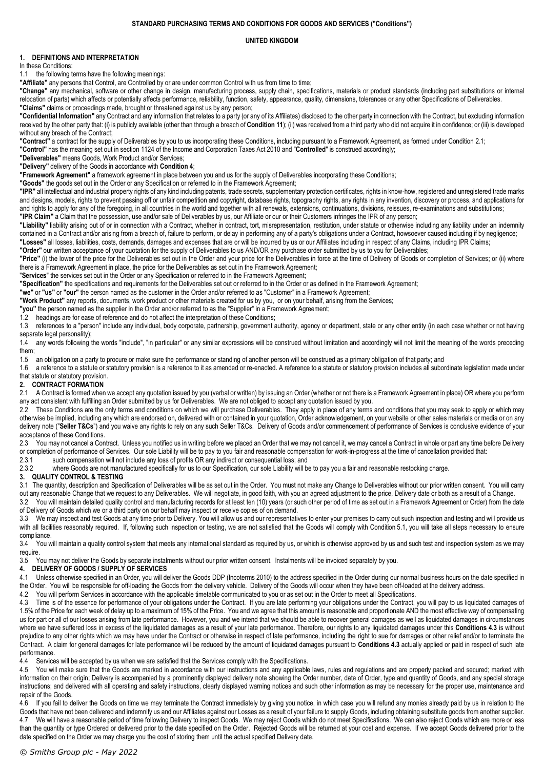**STANDARD PURCHASING TERMS AND CONDITIONS FOR GOODS AND SERVICES ("Conditions")**

**UNITED KINGDOM**

## 1. DEFINITIONS AND INTERPRETATION

In these Conditions:

1.1 the following terms have the following meanings:

**"Affiliate"** any persons that Control, are Controlled by or are under common Control with us from time to time;

**"Change"** any mechanical, software or other change in design, manufacturing process, supply chain, specifications, materials or product standards (including part substitutions or internal relocation of parts) which affects or potentially affects performance, reliability, function, safety, appearance, quality, dimensions, tolerances or any other Specifications of Deliverables.

**"Claims"** claims or proceedings made, brought or threatened against us by any person;

**"Confidential Information"** any Contract and any information that relates to a party (or any of its Affiliates) disclosed to the other party in connection with the Contract, but excluding information received by the other party that: (i) is publicly available (other than through a breach of **Condition 11**); (ii) was received from a third party who did not acquire it in confidence; or (iii) is developed without any breach of the Contract;

**"Contract"** a contract for the supply of Deliverables by you to us incorporating these Conditions, including pursuant to a Framework Agreement, as formed under Condition 2.1;

**"Control"** has the meaning set out in section 1124 of the Income and Corporation Taxes Act 2010 and "**Controlled**" is construed accordingly;

**"Deliverables"** means Goods, Work Product and/or Services;

**"Delivery"** delivery of the Goods in accordance with **Condition 4**;

**"Framework Agreement"** a framework agreement in place between you and us for the supply of Deliverables incorporating these Conditions;

**"Goods"** the goods set out in the Order or any Specification or referred to in the Framework Agreement;

**"IPR"** all intellectual and industrial property rights of any kind including patents, trade secrets, supplementary protection certificates, rights in know-how, registered and unregistered trade marks and designs, models, rights to prevent passing off or unfair competition and copyright, database rights, topography rights, any rights in any invention, discovery or process, and applications for and rights to apply for any of the foregoing, in all countries in the world and together with all renewals, extensions, continuations, divisions, reissues, re-examinations and substitutions;

**"IPR Claim"** a Claim that the possession, use and/or sale of Deliverables by us, our Affiliate or our or their Customers infringes the IPR of any person;

**"Liability"** liability arising out of or in connection with a Contract, whether in contract, tort, misrepresentation, restitution, under statute or otherwise including any liability under an indemnity contained in a Contract and/or arising from a breach of, failure to perform, or delay in performing any of a party's obligations under a Contract, howsoever caused including if by negligence;

**"Losses"** all losses, liabilities, costs, demands, damages and expenses that are or will be incurred by us or our Affiliates including in respect of any Claims, including IPR Claims;

**"Order"** our written acceptance of your quotation for the supply of Deliverables to us AND/OR any purchase order submitted by us to you for Deliverables;

**"Price"** (i) the lower of the price for the Deliverables set out in the Order and your price for the Deliverables in force at the time of Delivery of Goods or completion of Services; or (ii) where there is a Framework Agreement in place, the price for the Deliverables as set out in the Framework Agreement;

"**Services**" the services set out in the Order or any Specification or referred to in the Framework Agreement;

**"Specification"** the specifications and requirements for the Deliverables set out or referred to in the Order or as defined in the Framework Agreement;

**"we"** or **"us"** or **"our"** the person named as the customer in the Order and/or referred to as "Customer" in a Framework Agreement;

**"Work Product"** any reports, documents, work product or other materials created for us by you, or on your behalf, arising from the Services;

**"you"** the person named as the supplier in the Order and/or referred to as the "Supplier" in a Framework Agreement;

1.2 headings are for ease of reference and do not affect the interpretation of these Conditions;

1.3 references to a "person" include any individual, body corporate, partnership, government authority, agency or department, state or any other entity (in each case whether or not having separate legal personality);

1.4 any words following the words "include", "in particular" or any similar expressions will be construed without limitation and accordingly will not limit the meaning of the words preceding them;

1.5 an obligation on a party to procure or make sure the performance or standing of another person will be construed as a primary obligation of that party; and

1.6 a reference to a statute or statutory provision is a reference to it as amended or re-enacted. A reference to a statute or statutory provision includes all subordinate legislation made under that statute or statutory provision.

## 2. CONTRACT FORMATION

2.1 A Contract is formed when we accept any quotation issued by you (verbal or written) by issuing an Order (whether or not there is a Framework Agreement in place) OR where you perform any act consistent with fulfilling an Order submitted by us for Deliverables. We are not obliged to accept any quotation issued by you.

2.2 These Conditions are the only terms and conditions on which we will purchase Deliverables. They apply in place of any terms and conditions that you may seek to apply or which may otherwise be implied, including any which are endorsed on, delivered with or contained in your quotation, Order acknowledgement, on your website or other sales materials or media or on any delivery note ("**Seller T&Cs**") and you waive any rights to rely on any such Seller T&Cs. Delivery of Goods and/or commencement of performance of Services is conclusive evidence of your acceptance of these Conditions.

2.3 You may not cancel a Contract. Unless you notified us in writing before we placed an Order that we may not cancel it, we may cancel a Contract in whole or part any time before Delivery or completion of performance of Services. Our sole Liability will be to pay to you fair and reasonable compensation for work-in-progress at the time of cancellation provided that:

2.3.1 such compensation will not include any loss of profits OR any indirect or consequential loss; and

2.3.2 where Goods are not manufactured specifically for us to our Specification, our sole Liability will be to pay you a fair and reasonable restocking charge.

## 3. QUALITY CONTROL & TESTING

3.1 The quantity, description and Specification of Deliverables will be as set out in the Order. You must not make any Change to Deliverables without our prior written consent. You will carry out any reasonable Change that we request to any Deliverables. We will negotiate, in good faith, with you an agreed adjustment to the price, Delivery date or both as a result of a Change.

3.2 You will maintain detailed quality control and manufacturing records for at least ten (10) years (or such other period of time as set out in a Framework Agreement or Order) from the date of Delivery of Goods which we or a third party on our behalf may inspect or receive copies of on demand.

3.3 We may inspect and test Goods at any time prior to Delivery. You will allow us and our representatives to enter your premises to carry out such inspection and testing and will provide us with all facilities reasonably required. If, following such inspection or testing, we are not satisfied that the Goods will comply with Condition 5.1, you will take all steps necessary to ensure compliance.

3.4 You will maintain a quality control system that meets any international standard as required by us, or which is otherwise approved by us and such test and inspection system as we may require.

3.5 You may not deliver the Goods by separate instalments without our prior written consent. Instalments will be invoiced separately by you.

## 4. DELIVERY OF GOODS / SUPPLY OF SERVICES

4.1 Unless otherwise specified in an Order, you will deliver the Goods DDP (Incoterms 2010) to the address specified in the Order during our normal business hours on the date specified in the Order. You will be responsible for off-loading the Goods from the delivery vehicle. Delivery of the Goods will occur when they have been off-loaded at the delivery address.

4.2 You will perform Services in accordance with the applicable timetable communicated to you or as set out in the Order to meet all Specifications.

4.3 Time is of the essence for performance of your obligations under the Contract. If you are late performing your obligations under the Contract, you will pay to us liquidated damages of 1.5% of the Price for each week of delay up to a maximum of 15% of the Price. You and we agree that this amount is reasonable and proportionate AND the most effective way of compensating us for part or all of our losses arising from late performance. However, you and we intend that we should be able to recover general damages as well as liquidated damages in circumstances where we have suffered loss in excess of the liquidated damages as a result of your late performance. Therefore, our rights to any liquidated damages under this **Conditions 4.3** is without prejudice to any other rights which we may have under the Contract or otherwise in respect of late performance, including the right to sue for damages or other relief and/or to terminate the Contract. A claim for general damages for late performance will be reduced by the amount of liquidated damages pursuant to **Conditions 4.3** actually applied or paid in respect of such late performance.

4.4 Services will be accepted by us when we are satisfied that the Services comply with the Specifications.

4.5 You will make sure that the Goods are marked in accordance with our instructions and any applicable laws, rules and regulations and are properly packed and secured; marked with information on their origin; Delivery is accompanied by a prominently displayed delivery note showing the Order number, date of Order, type and quantity of Goods, and any special storage instructions; and delivered with all operating and safety instructions, clearly displayed warning notices and such other information as may be necessary for the proper use, maintenance and repair of the Goods.

4.6 If you fail to deliver the Goods on time we may terminate the Contract immediately by giving you notice, in which case you will refund any monies already paid by us in relation to the Goods that have not been delivered and indemnify us and our Affiliates against our Losses as a result of your failure to supply Goods, including obtaining substitute goods from another supplier.

4.7 We will have a reasonable period of time following Delivery to inspect Goods. We may reject Goods which do not meet Specifications. We can also reject Goods which are more or less than the quantity or type Ordered or delivered prior to the date specified on the Order. Rejected Goods will be returned at your cost and expense. If we accept Goods delivered prior to the date specified on the Order we may charge you the cost of storing them until the actual specified Delivery date.

*© Smiths Group plc - May 2022*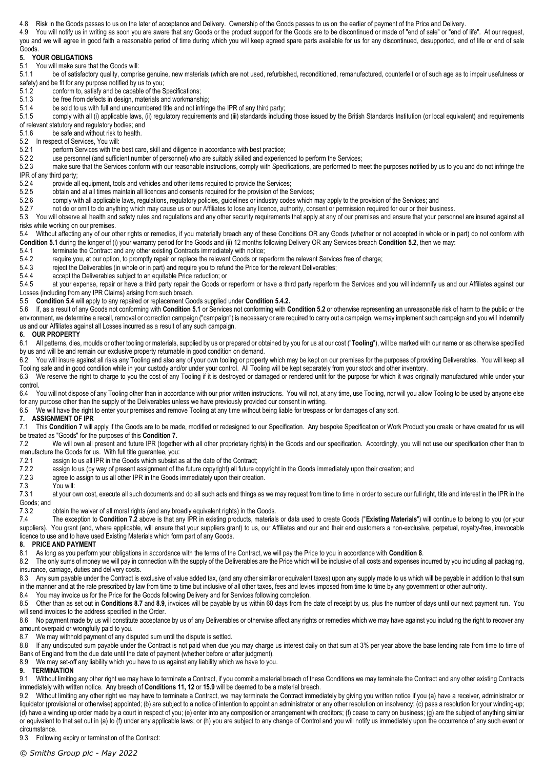4.8 Risk in the Goods passes to us on the later of acceptance and Delivery. Ownership of the Goods passes to us on the earlier of payment of the Price and Delivery.

4.9 You will notify us in writing as soon as you are aware that any Goods or the product support for the Goods are to be discontinued or made of "end of sale" or "end of life". At our request, you and we will agree in good faith a reasonable period of time during which you will keep agreed spare parts available for us for any discontinued, desupported, end of life or end of sale Goods.

## 5. YOUR OBLIGATIONS

5.1 You will make sure that the Goods will:

5.1.1 be of satisfactory quality, comprise genuine, new materials (which are not used, refurbished, reconditioned, remanufactured, counterfeit or of such age as to impair usefulness or safety) and be fit for any purpose notified by us to you;

5.1.2 conform to, satisfy and be capable of the Specifications;

5.1.3 be free from defects in design, materials and workmanship;

5.1.4 be sold to us with full and unencumbered title and not infringe the IPR of any third party;

5.1.5 comply with all (i) applicable laws, (ii) regulatory requirements and (iii) standards including those issued by the British Standards Institution (or local equivalent) and requirements of relevant statutory and regulatory bodies; and

5.1.6 be safe and without risk to health.

5.2 In respect of Services, You will:

5.2.1 perform Services with the best care, skill and diligence in accordance with best practice;

5.2.2 use personnel (and sufficient number of personnel) who are suitably skilled and experienced to perform the Services;

5.2.3 make sure that the Services conform with our reasonable instructions, comply with Specifications, are performed to meet the purposes notified by us to you and do not infringe the IPR of any third party;

5.2.4 provide all equipment, tools and vehicles and other items required to provide the Services;

5.2.5 obtain and at all times maintain all licences and consents required for the provision of the Services;

5.2.6 comply with all applicable laws, regulations, regulatory policies, guidelines or industry codes which may apply to the provision of the Services; and

5.2.7 not do or omit to do anything which may cause us or our Affiliates to lose any licence, authority, consent or permission required for our or their business.

5.3 You will observe all health and safety rules and regulations and any other security requirements that apply at any of our premises and ensure that your personnel are insured against all risks while working on our premises.

5.4 Without affecting any of our other rights or remedies, if you materially breach any of these Conditions OR any Goods (whether or not accepted in whole or in part) do not conform with **Condition 5.1** during the longer of (i) your warranty period for the Goods and (ii) 12 months following Delivery OR any Services breach **Condition 5.2**, then we may:

5.4.1 terminate the Contract and any other existing Contracts immediately with notice;

5.4.2 require you, at our option, to promptly repair or replace the relevant Goods or reperform the relevant Services free of charge;

5.4.3 reject the Deliverables (in whole or in part) and require you to refund the Price for the relevant Deliverables;

5.4.4 accept the Deliverables subject to an equitable Price reduction; or

5.4.5 at your expense, repair or have a third party repair the Goods or reperform or have a third party reperform the Services and you will indemnify us and our Affiliates against our Losses (including from any IPR Claims) arising from such breach.

5.5 **Condition 5.4** will apply to any repaired or replacement Goods supplied under **Condition 5.4.2.**

5.6 If, as a result of any Goods not conforming with **Condition 5.1** or Services not conforming with **Condition 5.2** or otherwise representing an unreasonable risk of harm to the public or the environment, we determine a recall, removal or correction campaign ("campaign") is necessary or are required to carry out a campaign, we may implement such campaign and you will indemnify us and our Affiliates against all Losses incurred as a result of any such campaign.

## 6. OUR PROPERTY

6.1 All patterns, dies, moulds or other tooling or materials, supplied by us or prepared or obtained by you for us at our cost ("**Tooling**"), will be marked with our name or as otherwise specified by us and will be and remain our exclusive property returnable in good condition on demand.

6.2 You will insure against all risks any Tooling and also any of your own tooling or property which may be kept on our premises for the purposes of providing Deliverables. You will keep all Tooling safe and in good condition while in your custody and/or under your control. All Tooling will be kept separately from your stock and other inventory.

6.3 We reserve the right to charge to you the cost of any Tooling if it is destroyed or damaged or rendered unfit for the purpose for which it was originally manufactured while under your control.

6.4 You will not dispose of any Tooling other than in accordance with our prior written instructions. You will not, at any time, use Tooling, nor will you allow Tooling to be used by anyone else for any purpose other than the supply of the Deliverables unless we have previously provided our consent in writing.

6.5 We will have the right to enter your premises and remove Tooling at any time without being liable for trespass or for damages of any sort.

## 7. ASSIGNMENT OF IPR

7.1 This **Condition 7** will apply if the Goods are to be made, modified or redesigned to our Specification. Any bespoke Specification or Work Product you create or have created for us will be treated as "Goods" for the purposes of this **Condition 7.**

7.2 We will own all present and future IPR (together with all other proprietary rights) in the Goods and our specification. Accordingly, you will not use our specification other than to manufacture the Goods for us. With full title guarantee, you:

7.2.1 assign to us all IPR in the Goods which subsist as at the date of the Contract;

7.2.2 assign to us (by way of present assignment of the future copyright) all future copyright in the Goods immediately upon their creation; and

7.2.3 agree to assign to us all other IPR in the Goods immediately upon their creation.

7.3 You will:

7.3.1 at your own cost, execute all such documents and do all such acts and things as we may request from time to time in order to secure our full right, title and interest in the IPR in the Goods; and

7.3.2 obtain the waiver of all moral rights (and any broadly equivalent rights) in the Goods.

7.4 The exception to **Condition 7.2** above is that any IPR in existing products, materials or data used to create Goods ("**Existing Materials**") will continue to belong to you (or your suppliers). You grant (and, where applicable, will ensure that your suppliers grant) to us, our Affiliates and our and their end customers a non-exclusive, perpetual, royalty-free, irrevocable licence to use and to have used Existing Materials which form part of any Goods.

## 8. PRICE AND PAYMENT

8.1 As long as you perform your obligations in accordance with the terms of the Contract, we will pay the Price to you in accordance with **Condition 8**.

8.2 The only sums of money we will pay in connection with the supply of the Deliverables are the Price which will be inclusive of all costs and expenses incurred by you including all packaging, insurance, carriage, duties and delivery costs.

8.3 Any sum payable under the Contract is exclusive of value added tax, (and any other similar or equivalent taxes) upon any supply made to us which will be payable in addition to that sum in the manner and at the rate prescribed by law from time to time but inclusive of all other taxes, fees and levies imposed from time to time by any government or other authority.

8.4 You may invoice us for the Price for the Goods following Delivery and for Services following completion.

8.5 Other than as set out in **Conditions 8.7** and **8.9**, invoices will be payable by us within 60 days from the date of receipt by us, plus the number of days until our next payment run. You will send invoices to the address specified in the Order.

8.6 No payment made by us will constitute acceptance by us of any Deliverables or otherwise affect any rights or remedies which we may have against you including the right to recover any amount overpaid or wrongfully paid to you.

8.7 We may withhold payment of any disputed sum until the dispute is settled.

8.8 If any undisputed sum payable under the Contract is not paid when due you may charge us interest daily on that sum at 3% per year above the base lending rate from time to time of Bank of England from the due date until the date of payment (whether before or after judgment).

8.9 We may set-off any liability which you have to us against any liability which we have to you.

## 9. TERMINATION

9.1 Without limiting any other right we may have to terminate a Contract, if you commit a material breach of these Conditions we may terminate the Contract and any other existing Contracts immediately with written notice. Any breach of **Conditions 11, 12** or **15.9** will be deemed to be a material breach.

9.2 Without limiting any other right we may have to terminate a Contract, we may terminate the Contract immediately by giving you written notice if you (a) have a receiver, administrator or liquidator (provisional or otherwise) appointed; (b) are subject to a notice of intention to appoint an administrator or any other resolution on insolvency; (c) pass a resolution for your winding-up; (d) have a winding up order made by a court in respect of you; (e) enter into any composition or arrangement with creditors; (f) cease to carry on business; (g) are the subject of anything similar or equivalent to that set out in (a) to (f) under any applicable laws; or (h) you are subject to any change of Control and you will notify us immediately upon the occurrence of any such event or circumstance.

9.3 Following expiry or termination of the Contract:

*© Smiths Group plc - May 2022*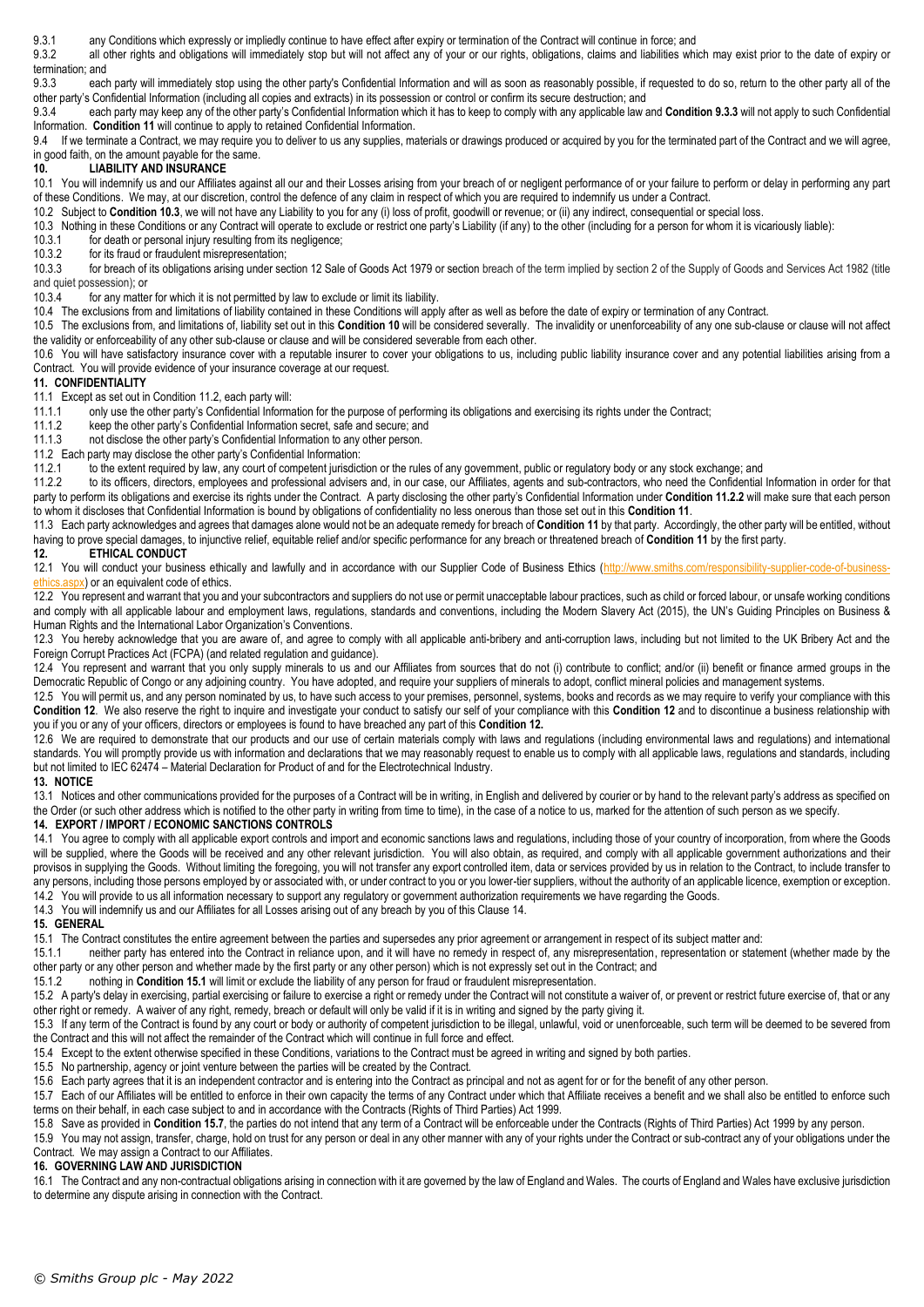9.3.1 any Conditions which expressly or impliedly continue to have effect after expiry or termination of the Contract will continue in force; and

9.3.2 all other rights and obligations will immediately stop but will not affect any of your or our rights, obligations, claims and liabilities which may exist prior to the date of expiry or termination; and

9.3.3 each party will immediately stop using the other party's Confidential Information and will as soon as reasonably possible, if requested to do so, return to the other party all of the other party's Confidential Information (including all copies and extracts) in its possession or control or confirm its secure destruction; and

9.3.4 each party may keep any of the other party's Confidential Information which it has to keep to comply with any applicable law and **Condition 9.3.3** will not apply to such Confidential Information. **Condition 11** will continue to apply to retained Confidential Information.

9.4 If we terminate a Contract, we may require you to deliver to us any supplies, materials or drawings produced or acquired by you for the terminated part of the Contract and we will agree, in good faith, on the amount payable for the same.

## 10. LIABILITY AND INSURANCE

10.1 You will indemnify us and our Affiliates against all our and their Losses arising from your breach of or negligent performance of or your failure to perform or delay in performing any part of these Conditions. We may, at our discretion, control the defence of any claim in respect of which you are required to indemnify us under a Contract.

10.2 Subject to **Condition 10.3**, we will not have any Liability to you for any (i) loss of profit, goodwill or revenue; or (ii) any indirect, consequential or special loss.

10.3 Nothing in these Conditions or any Contract will operate to exclude or restrict one party's Liability (if any) to the other (including for a person for whom it is vicariously liable):

10.3.1 for death or personal injury resulting from its negligence;

10.3.2 for its fraud or fraudulent misrepresentation;

10.3.3 for breach of its obligations arising under section 12 Sale of Goods Act 1979 or section breach of the term implied by section 2 of the Supply of Goods and Services Act 1982 (title and quiet possession); or

10.3.4 for any matter for which it is not permitted by law to exclude or limit its liability.

10.4 The exclusions from and limitations of liability contained in these Conditions will apply after as well as before the date of expiry or termination of any Contract.

10.5 The exclusions from, and limitations of, liability set out in this **Condition 10** will be considered severally. The invalidity or unenforceability of any one sub-clause or clause will not affect the validity or enforceability of any other sub-clause or clause and will be considered severable from each other.

10.6 You will have satisfactory insurance cover with a reputable insurer to cover your obligations to us, including public liability insurance cover and any potential liabilities arising from a Contract. You will provide evidence of your insurance coverage at our request.

## 11. CONFIDENTIALITY

11.1 Except as set out in Condition 11.2, each party will:

11.1.1 only use the other party's Confidential Information for the purpose of performing its obligations and exercising its rights under the Contract;

11.1.2 keep the other party's Confidential Information secret, safe and secure; and

11.1.3 not disclose the other party's Confidential Information to any other person.

11.2 Each party may disclose the other party's Confidential Information:

11.2.1 to the extent required by law, any court of competent jurisdiction or the rules of any government, public or regulatory body or any stock exchange; and

11.2.2 to its officers, directors, employees and professional advisers and, in our case, our Affiliates, agents and sub-contractors, who need the Confidential Information in order for that party to perform its obligations and exercise its rights under the Contract. A party disclosing the other party's Confidential Information under **Condition 11.2.2** will make sure that each person to whom it discloses that Confidential Information is bound by obligations of confidentiality no less onerous than those set out in this **Condition 11**.

11.3 Each party acknowledges and agrees that damages alone would not be an adequate remedy for breach of **Condition 11** by that party. Accordingly, the other party will be entitled, without having to prove special damages, to injunctive relief, equitable relief and/or specific performance for any breach or threatened breach of **Condition 11** by the first party.

## 12. ETHICAL CONDUCT

12.1 You will conduct your business ethically and lawfully and in accordance with our Supplier Code of Business Ethics (http://www.smiths.com/responsibility-supplier-code-of-business-ethics.aspx) or an equivalent code of ethics.

12.2 You represent and warrant that you and your subcontractors and suppliers do not use or permit unacceptable labour practices, such as child or forced labour, or unsafe working conditions and comply with all applicable labour and employment laws, regulations, standards and conventions, including the Modern Slavery Act (2015), the UN's Guiding Principles on Business & Human Rights and the International Labor Organization's Conventions.

12.3 You hereby acknowledge that you are aware of, and agree to comply with all applicable anti-bribery and anti-corruption laws, including but not limited to the UK Bribery Act and the Foreign Corrupt Practices Act (FCPA) (and related regulation and guidance).

12.4 You represent and warrant that you only supply minerals to us and our Affiliates from sources that do not (i) contribute to conflict; and/or (ii) benefit or finance armed groups in the Democratic Republic of Congo or any adjoining country. You have adopted, and require your suppliers of minerals to adopt, conflict mineral policies and management systems.

12.5 You will permit us, and any person nominated by us, to have such access to your premises, personnel, systems, books and records as we may require to verify your compliance with this **Condition 12**. We also reserve the right to inquire and investigate your conduct to satisfy our self of your compliance with this **Condition 12** and to discontinue a business relationship with you if you or any of your officers, directors or employees is found to have breached any part of this **Condition 12.**

12.6 We are required to demonstrate that our products and our use of certain materials comply with laws and regulations (including environmental laws and regulations) and international standards. You will promptly provide us with information and declarations that we may reasonably request to enable us to comply with all applicable laws, regulations and standards, including but not limited to IEC 62474 – Material Declaration for Product of and for the Electrotechnical Industry.

## 13. NOTICE

13.1 Notices and other communications provided for the purposes of a Contract will be in writing, in English and delivered by courier or by hand to the relevant party's address as specified on the Order (or such other address which is notified to the other party in writing from time to time), in the case of a notice to us, marked for the attention of such person as we specify.

## 14. EXPORT / IMPORT / ECONOMIC SANCTIONS CONTROLS

14.1 You agree to comply with all applicable export controls and import and economic sanctions laws and regulations, including those of your country of incorporation, from where the Goods will be supplied, where the Goods will be received and any other relevant jurisdiction. You will also obtain, as required, and comply with all applicable government authorizations and their provisos in supplying the Goods. Without limiting the foregoing, you will not transfer any export controlled item, data or services provided by us in relation to the Contract, to include transfer to any persons, including those persons employed by or associated with, or under contract to you or you lower-tier suppliers, without the authority of an applicable licence, exemption or exception.

14.2 You will provide to us all information necessary to support any regulatory or government authorization requirements we have regarding the Goods.

14.3 You will indemnify us and our Affiliates for all Losses arising out of any breach by you of this Clause 14.

## 15. GENERAL

15.1 The Contract constitutes the entire agreement between the parties and supersedes any prior agreement or arrangement in respect of its subject matter and:

15.1.1 neither party has entered into the Contract in reliance upon, and it will have no remedy in respect of, any misrepresentation, representation or statement (whether made by the other party or any other person and whether made by the first party or any other person) which is not expressly set out in the Contract; and

15.1.2 nothing in **Condition 15.1** will limit or exclude the liability of any person for fraud or fraudulent misrepresentation.

15.2 A party's delay in exercising, partial exercising or failure to exercise a right or remedy under the Contract will not constitute a waiver of, or prevent or restrict future exercise of, that or any other right or remedy. A waiver of any right, remedy, breach or default will only be valid if it is in writing and signed by the party giving it.

15.3 If any term of the Contract is found by any court or body or authority of competent jurisdiction to be illegal, unlawful, void or unenforceable, such term will be deemed to be severed from the Contract and this will not affect the remainder of the Contract which will continue in full force and effect.

15.4 Except to the extent otherwise specified in these Conditions, variations to the Contract must be agreed in writing and signed by both parties.

15.5 No partnership, agency or joint venture between the parties will be created by the Contract.

15.6 Each party agrees that it is an independent contractor and is entering into the Contract as principal and not as agent for or for the benefit of any other person.

15.7 Each of our Affiliates will be entitled to enforce in their own capacity the terms of any Contract under which that Affiliate receives a benefit and we shall also be entitled to enforce such terms on their behalf, in each case subject to and in accordance with the Contracts (Rights of Third Parties) Act 1999.

15.8 Save as provided in **Condition 15.7**, the parties do not intend that any term of a Contract will be enforceable under the Contracts (Rights of Third Parties) Act 1999 by any person.

15.9 You may not assign, transfer, charge, hold on trust for any person or deal in any other manner with any of your rights under the Contract or sub-contract any of your obligations under the Contract. We may assign a Contract to our Affiliates.

## 16. GOVERNING LAW AND JURISDICTION

16.1 The Contract and any non-contractual obligations arising in connection with it are governed by the law of England and Wales. The courts of England and Wales have exclusive jurisdiction to determine any dispute arising in connection with the Contract.

*© Smiths Group plc - May 2022*